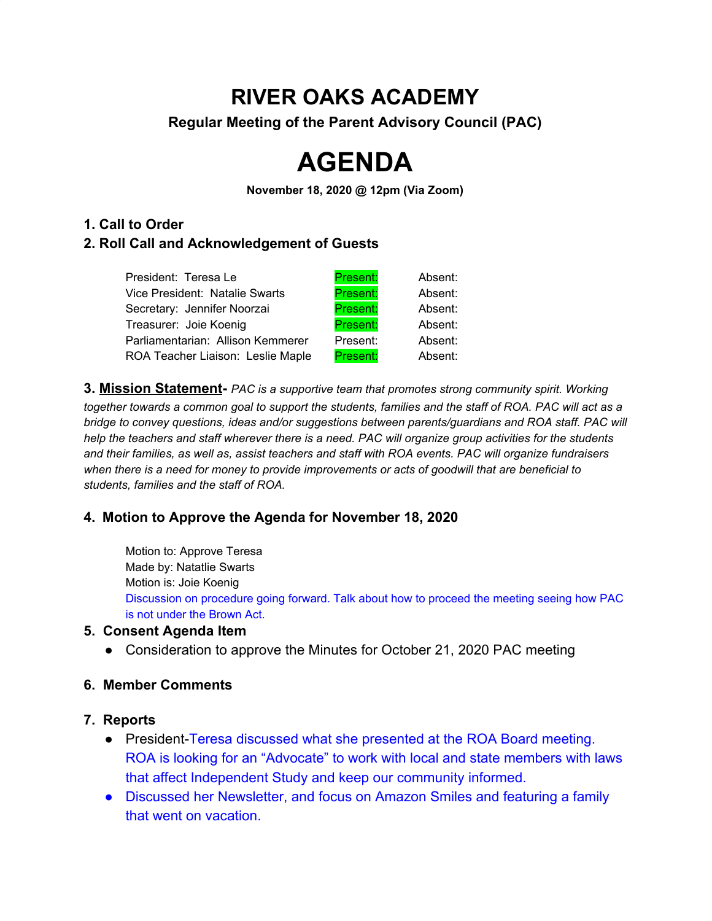# RIVER OAKS ACADEMY

**Regular Meeting of the Parent Advisory Council (PAC)**

# AGENDA

**November 18, 2020 @ 12pm (Via Zoom)**

## 1. Call to Order

## 2. Roll Call and Acknowledgement of Guests

| | | |
|---|---|---|
| President: Teresa Le | Present: | Absent: |
| Vice President: Natalie Swarts | Present: | Absent: |
| Secretary: Jennifer Noorzai | Present: | Absent: |
| Treasurer: Joie Koenig | Present: | Absent: |
| Parliamentarian: Allison Kemmerer | Present: | Absent: |
| ROA Teacher Liaison: Leslie Maple | Present: | Absent: |

**3. Mission Statement-** *PAC is a supportive team that promotes strong community spirit. Working together towards a common goal to support the students, families and the staff of ROA. PAC will act as a bridge to convey questions, ideas and/or suggestions between parents/guardians and ROA staff. PAC will help the teachers and staff wherever there is a need. PAC will organize group activities for the students and their families, as well as, assist teachers and staff with ROA events. PAC will organize fundraisers when there is a need for money to provide improvements or acts of goodwill that are beneficial to students, families and the staff of ROA.*

## 4. Motion to Approve the Agenda for November 18, 2020

Motion to: Approve Teresa
Made by: Natatlie Swarts
Motion is: Joie Koenig
Discussion on procedure going forward. Talk about how to proceed the meeting seeing how PAC is not under the Brown Act.

## 5. Consent Agenda Item

- Consideration to approve the Minutes for October 21, 2020 PAC meeting

## 6. Member Comments

## 7. Reports

- President-Teresa discussed what she presented at the ROA Board meeting. ROA is looking for an "Advocate" to work with local and state members with laws that affect Independent Study and keep our community informed.
- Discussed her Newsletter, and focus on Amazon Smiles and featuring a family that went on vacation.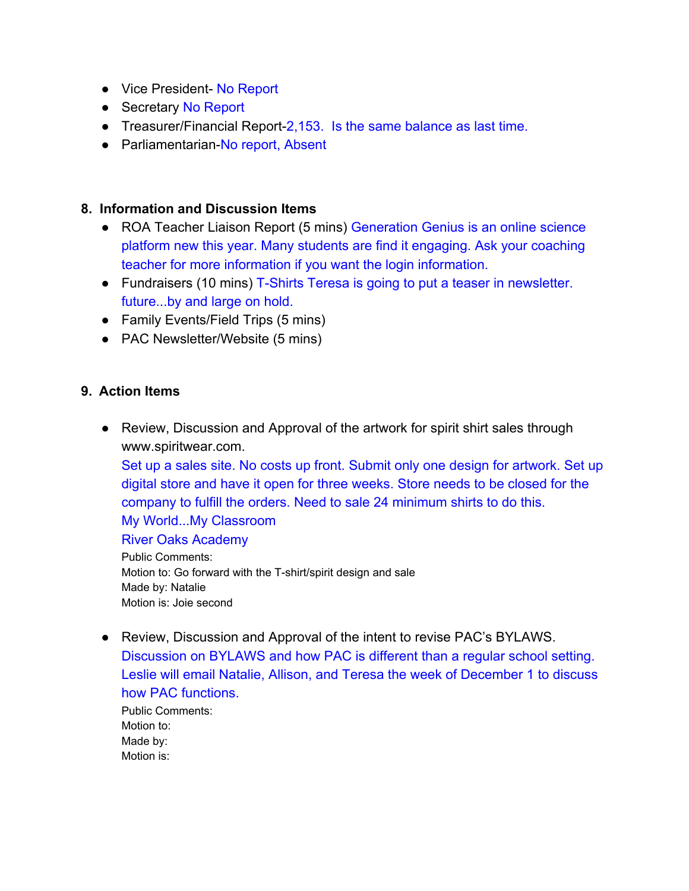- Vice President- No Report
- Secretary No Report
- Treasurer/Financial Report-2,153.  Is the same balance as last time.
- Parliamentarian-No report, Absent

**8. Information and Discussion Items**

- ROA Teacher Liaison Report (5 mins) Generation Genius is an online science platform new this year. Many students are find it engaging. Ask your coaching teacher for more information if you want the login information.
- Fundraisers (10 mins) T-Shirts Teresa is going to put a teaser in newsletter. future...by and large on hold.
- Family Events/Field Trips (5 mins)
- PAC Newsletter/Website (5 mins)

**9. Action Items**

- Review, Discussion and Approval of the artwork for spirit shirt sales through www.spiritwear.com.
  Set up a sales site. No costs up front. Submit only one design for artwork. Set up digital store and have it open for three weeks. Store needs to be closed for the company to fulfill the orders. Need to sale 24 minimum shirts to do this.
  My World...My Classroom
  River Oaks Academy
  Public Comments:
  Motion to: Go forward with the T-shirt/spirit design and sale
  Made by: Natalie
  Motion is: Joie second

- Review, Discussion and Approval of the intent to revise PAC's BYLAWS.
  Discussion on BYLAWS and how PAC is different than a regular school setting. Leslie will email Natalie, Allison, and Teresa the week of December 1 to discuss how PAC functions.
  Public Comments:
  Motion to:
  Made by:
  Motion is: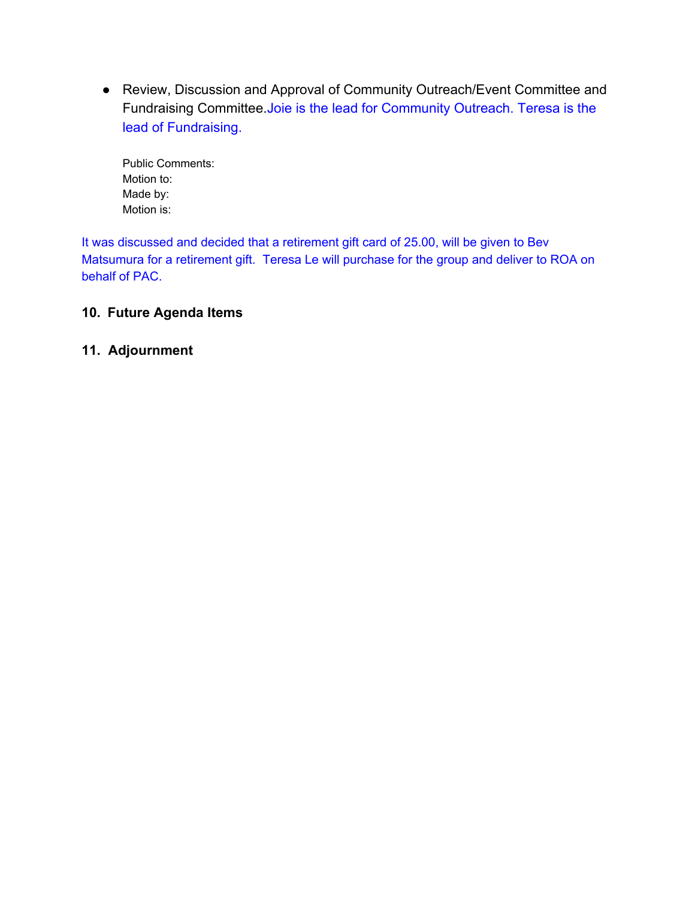- Review, Discussion and Approval of Community Outreach/Event Committee and Fundraising Committee.Joie is the lead for Community Outreach. Teresa is the lead of Fundraising.

  Public Comments:
  Motion to:
  Made by:
  Motion is:

It was discussed and decided that a retirement gift card of 25.00, will be given to Bev Matsumura for a retirement gift. Teresa Le will purchase for the group and deliver to ROA on behalf of PAC.

## 10. Future Agenda Items

## 11. Adjournment